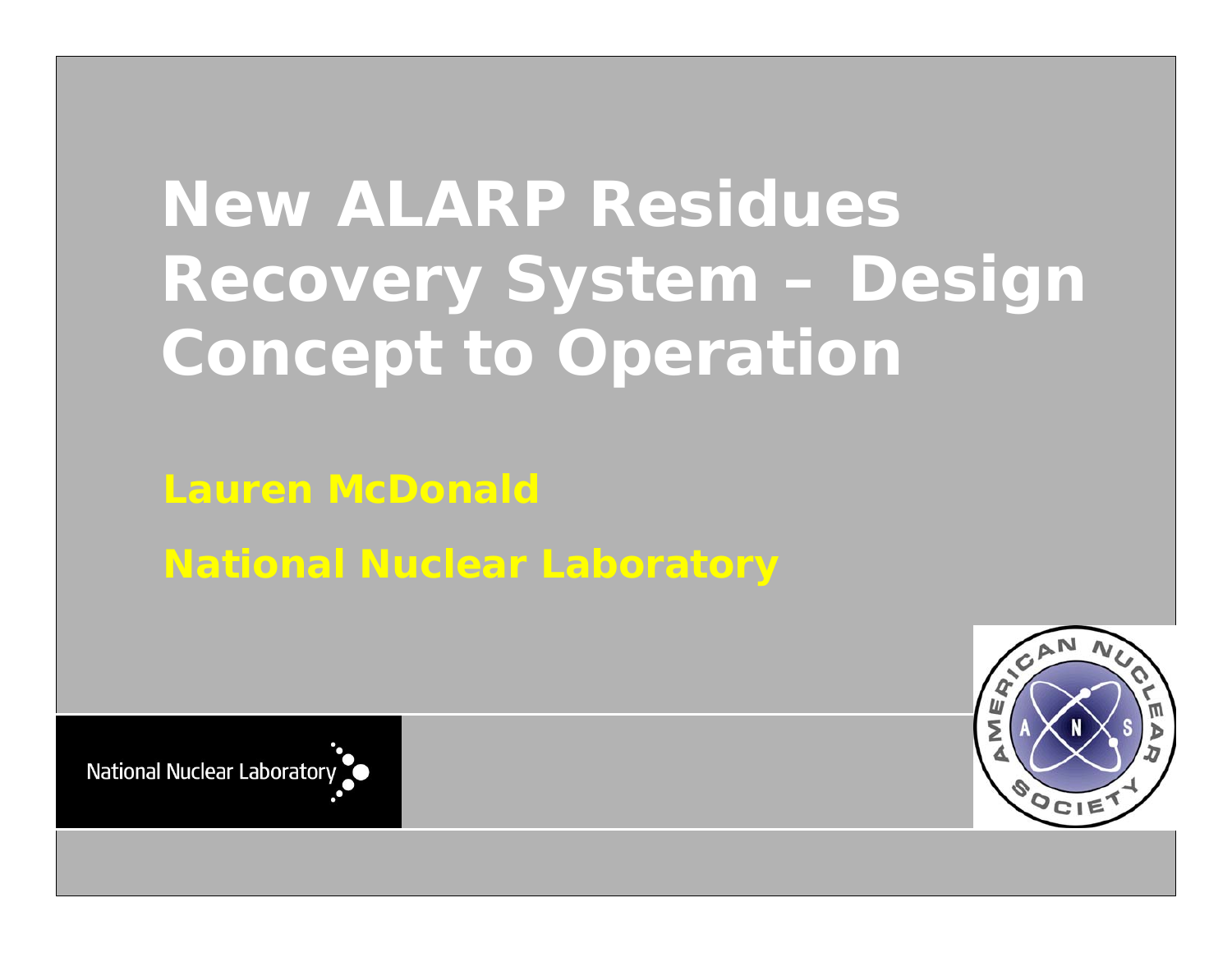# New ALARP Residues Recovery System – Design Concept to Operation

**Lauren McDonald**

**National Nuclear Laboratory**

National Nuclear Laboratory

AMERICAN NUCLEAR SOCIETY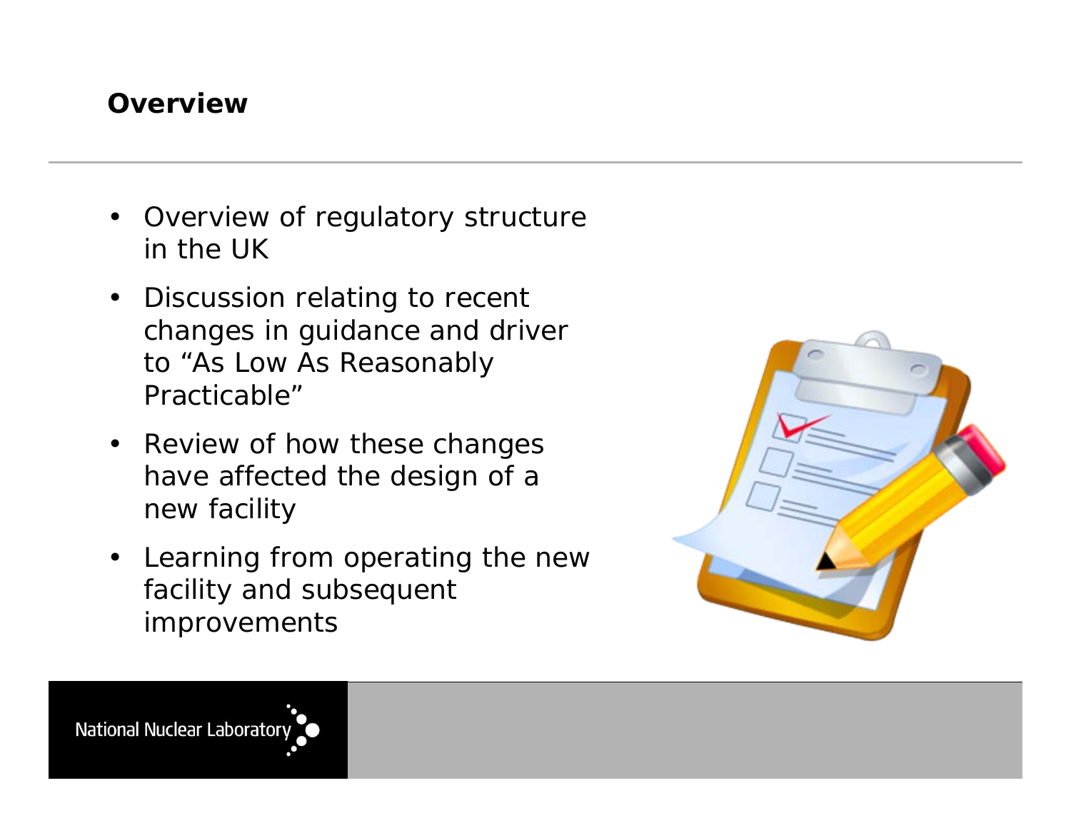## Overview

- Overview of regulatory structure in the UK
- Discussion relating to recent changes in guidance and driver to “As Low As Reasonably Practicable”
- Review of how these changes have affected the design of a new facility
- Learning from operating the new facility and subsequent improvements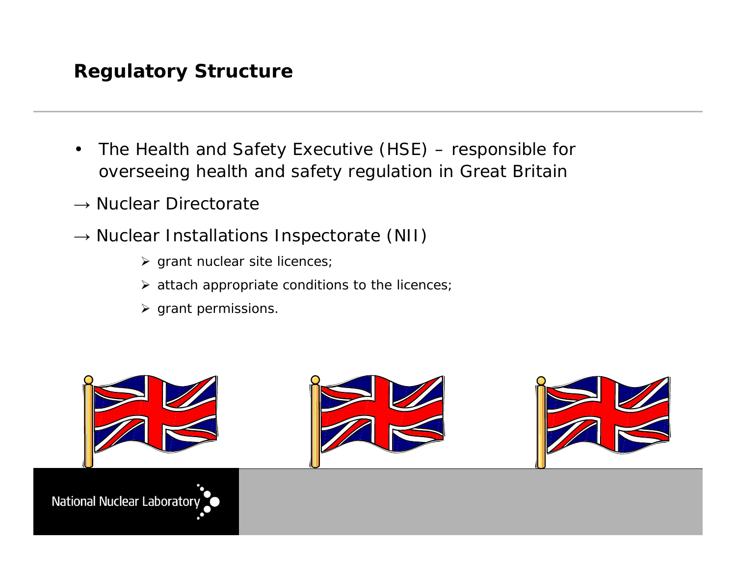## Regulatory Structure

- The Health and Safety Executive (HSE) – responsible for overseeing health and safety regulation in Great Britain

→ Nuclear Directorate

→ Nuclear Installations Inspectorate (NII)

- grant nuclear site licences;
- attach appropriate conditions to the licences;
- grant permissions.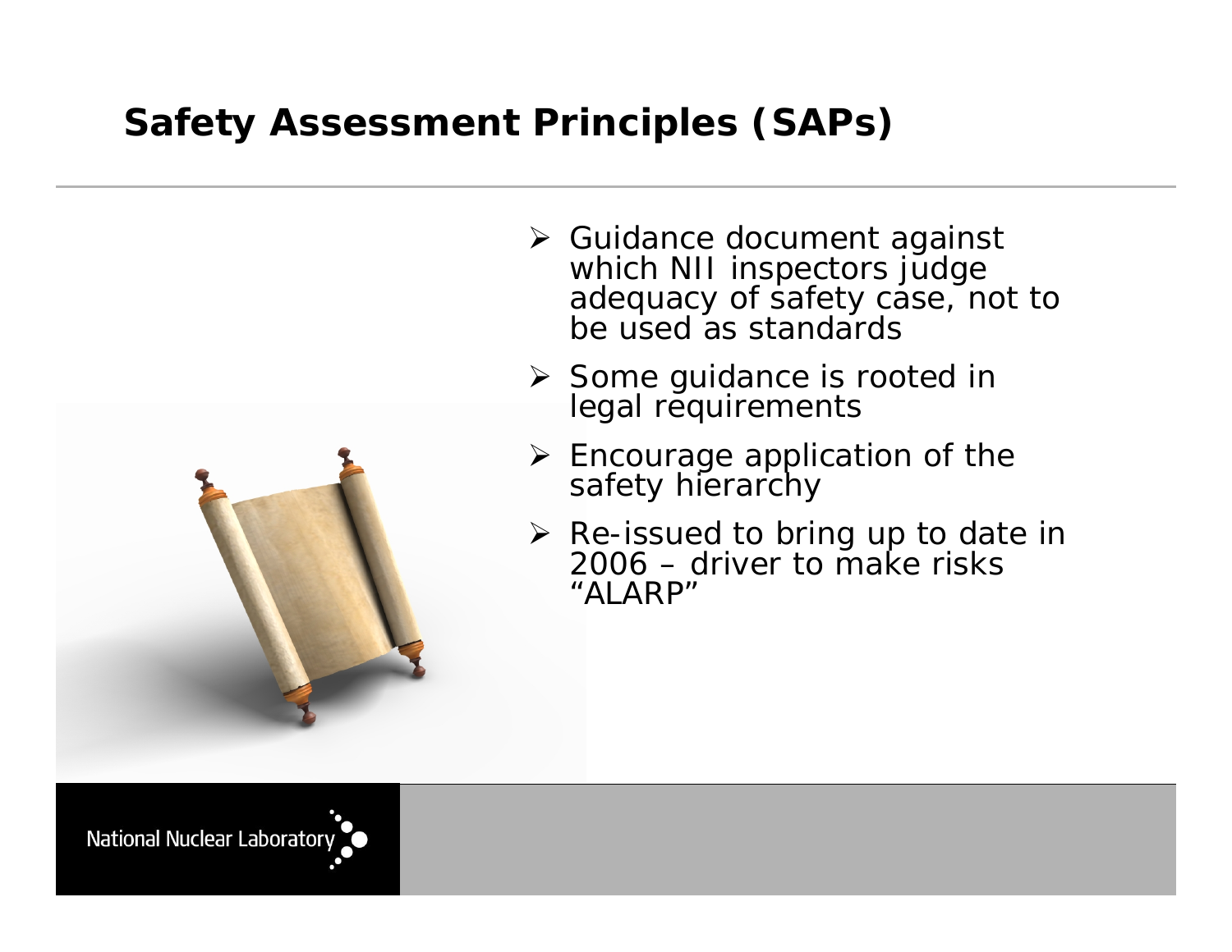# Safety Assessment Principles (SAPs)

- Guidance document against which NII inspectors judge adequacy of safety case, not to be used as standards
- Some guidance is rooted in legal requirements
- Encourage application of the safety hierarchy
- Re-issued to bring up to date in 2006 – driver to make risks "ALARP"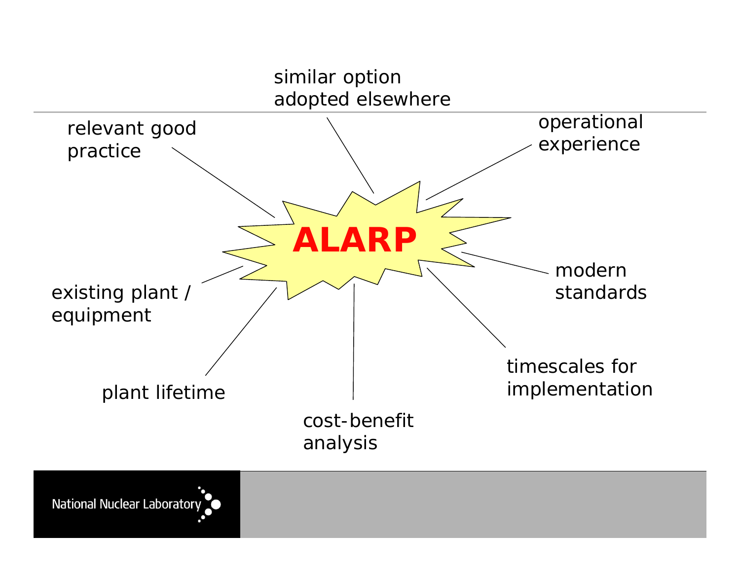**ALARP**

- similar option adopted elsewhere
- operational experience
- modern standards
- timescales for implementation
- cost-benefit analysis
- plant lifetime
- existing plant / equipment
- relevant good practice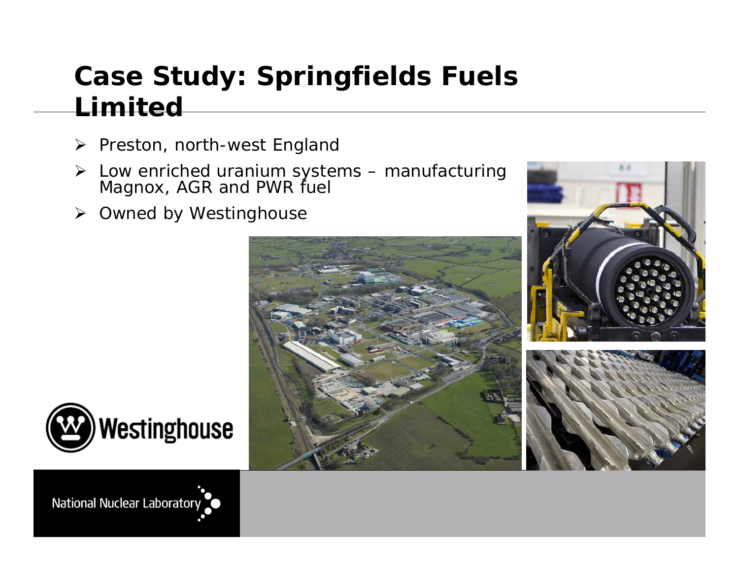# Case Study: Springfields Fuels Limited

- Preston, north-west England
- Low enriched uranium systems – manufacturing Magnox, AGR and PWR fuel
- Owned by Westinghouse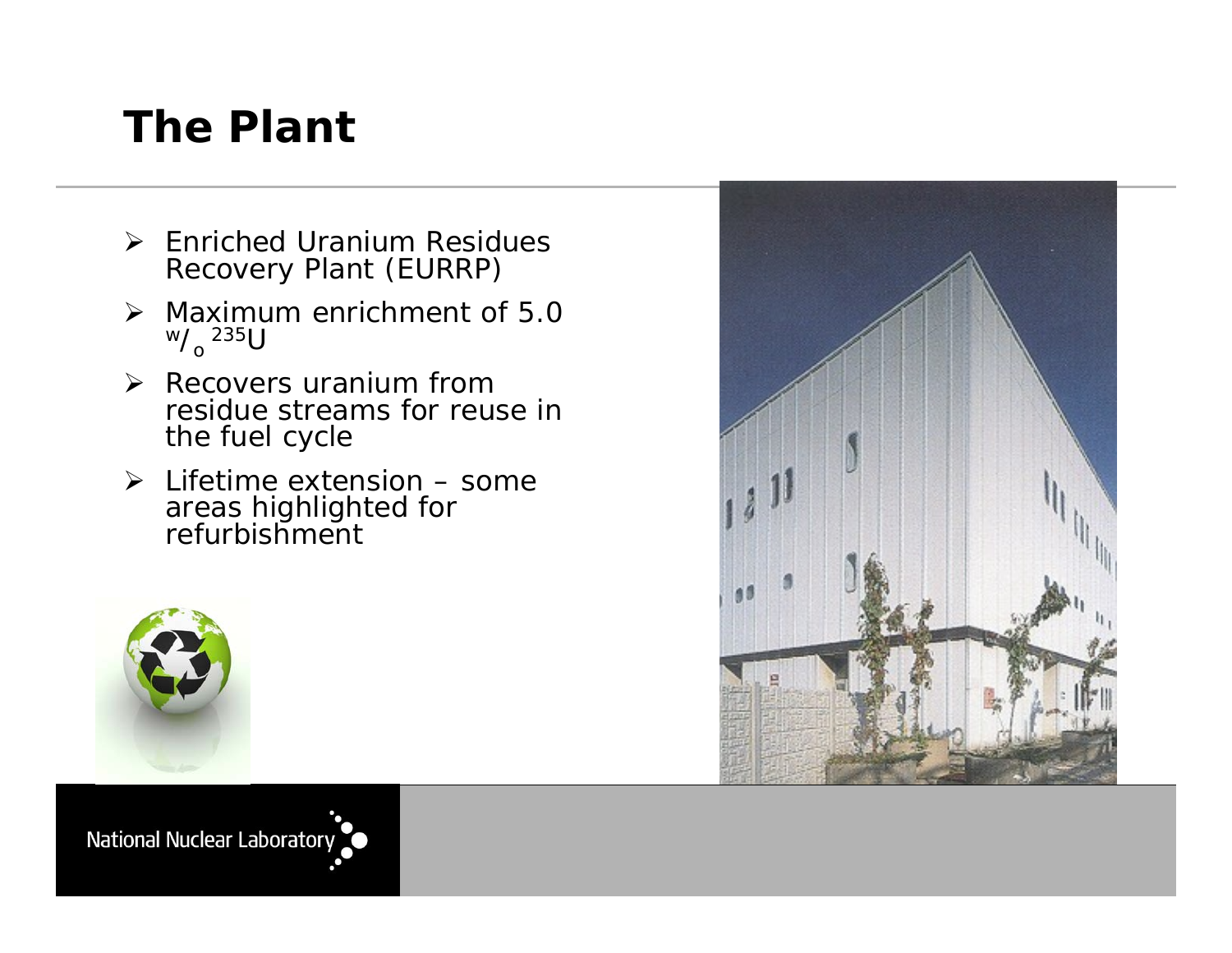# The Plant

- Enriched Uranium Residues Recovery Plant (EURRP)
- Maximum enrichment of 5.0 $^{w}/_{o}$ $^{235}U$
- Recovers uranium from residue streams for reuse in the fuel cycle
- Lifetime extension – some areas highlighted for refurbishment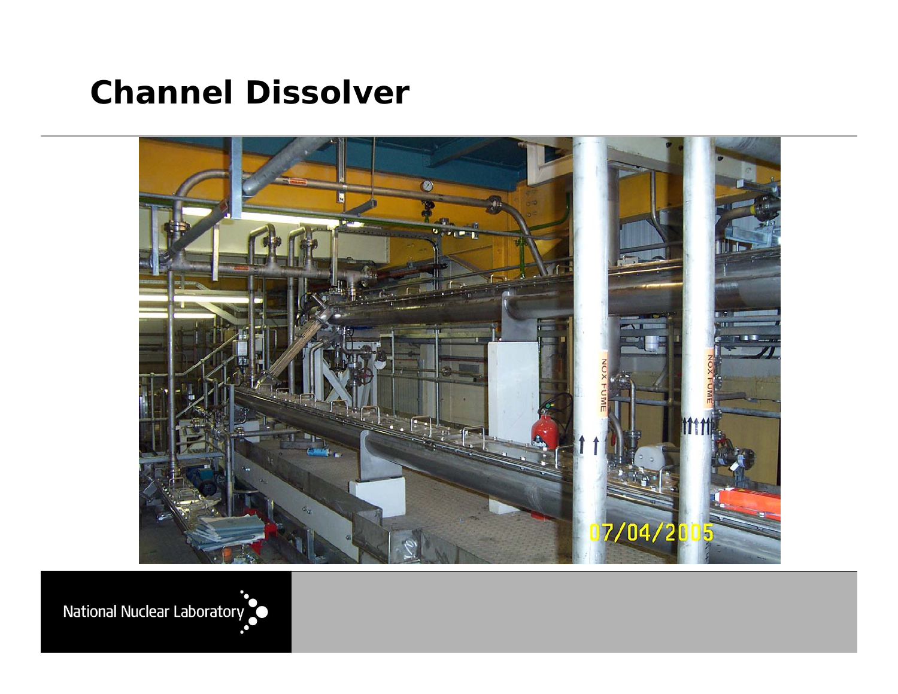# Channel Dissolver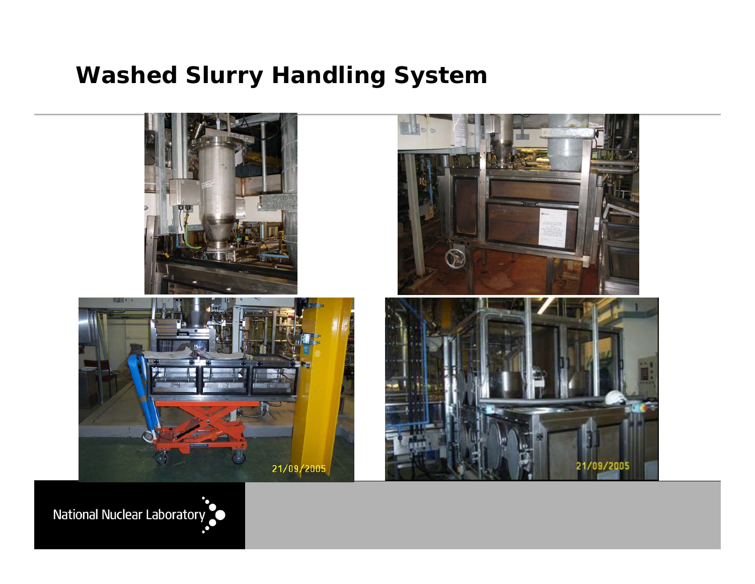# Washed Slurry Handling System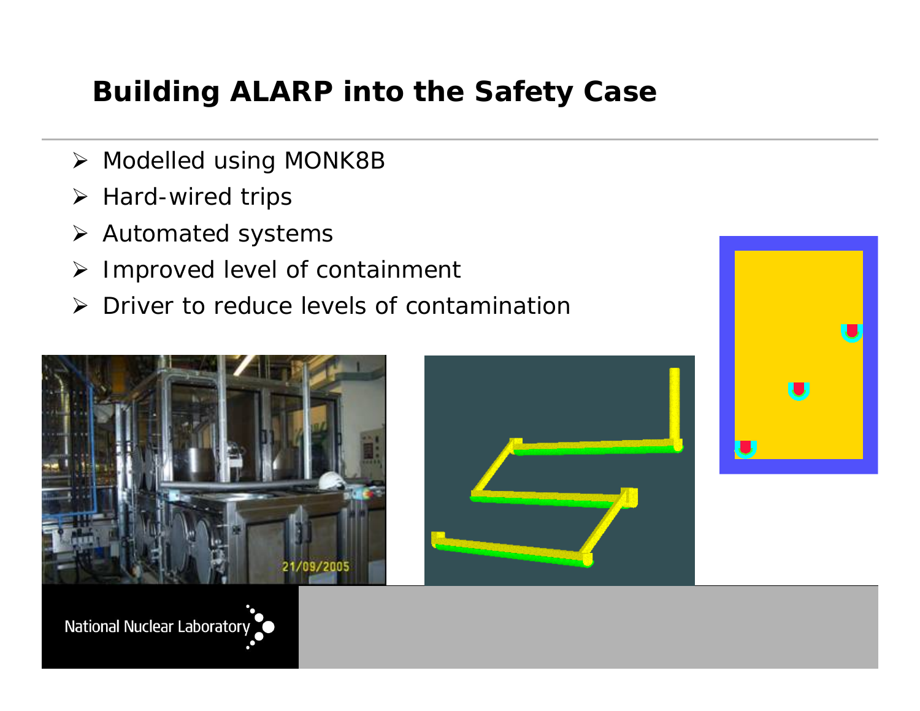# Building ALARP into the Safety Case

- Modelled using MONK8B
- Hard-wired trips
- Automated systems
- Improved level of containment
- Driver to reduce levels of contamination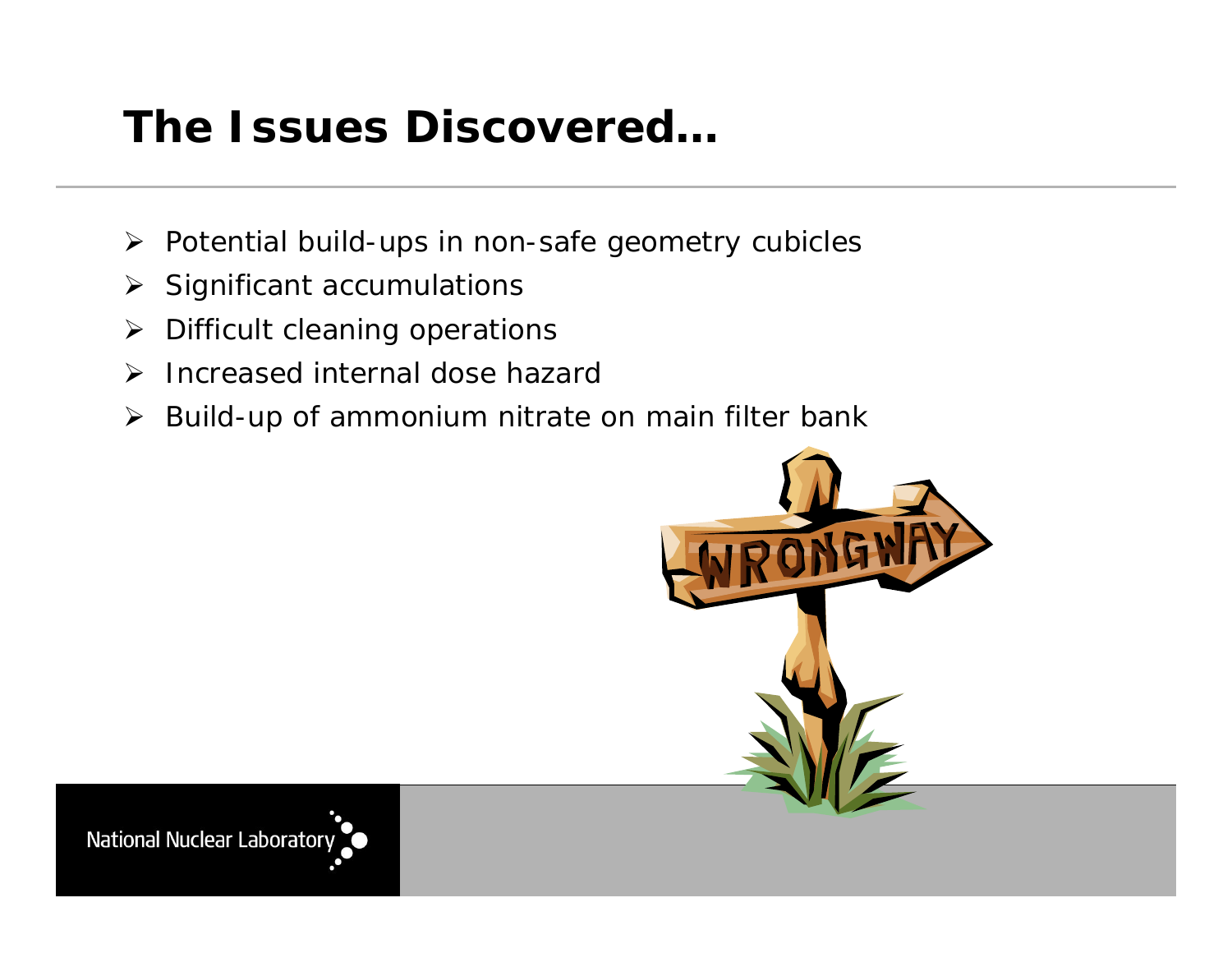# The Issues Discovered…

- Potential build-ups in non-safe geometry cubicles
- Significant accumulations
- Difficult cleaning operations
- Increased internal dose hazard
- Build-up of ammonium nitrate on main filter bank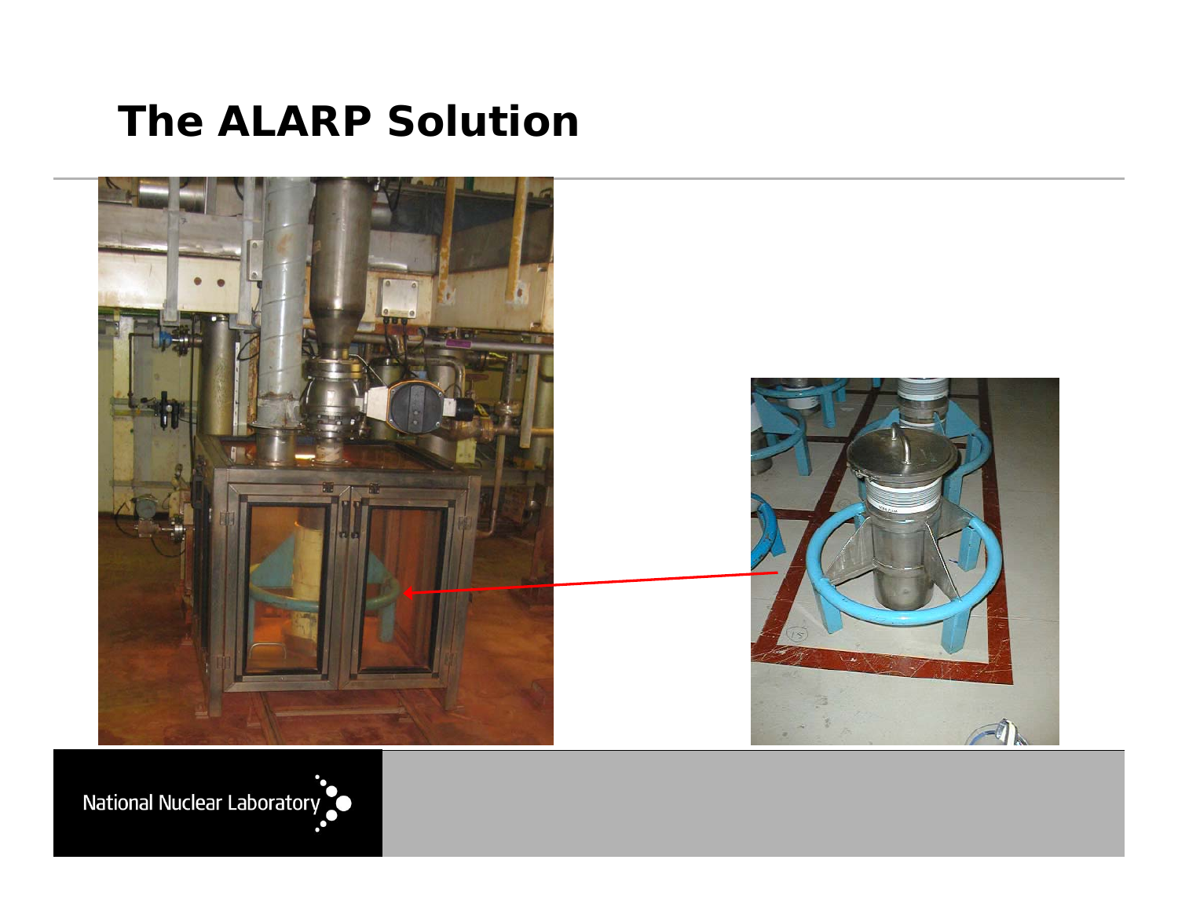# The ALARP Solution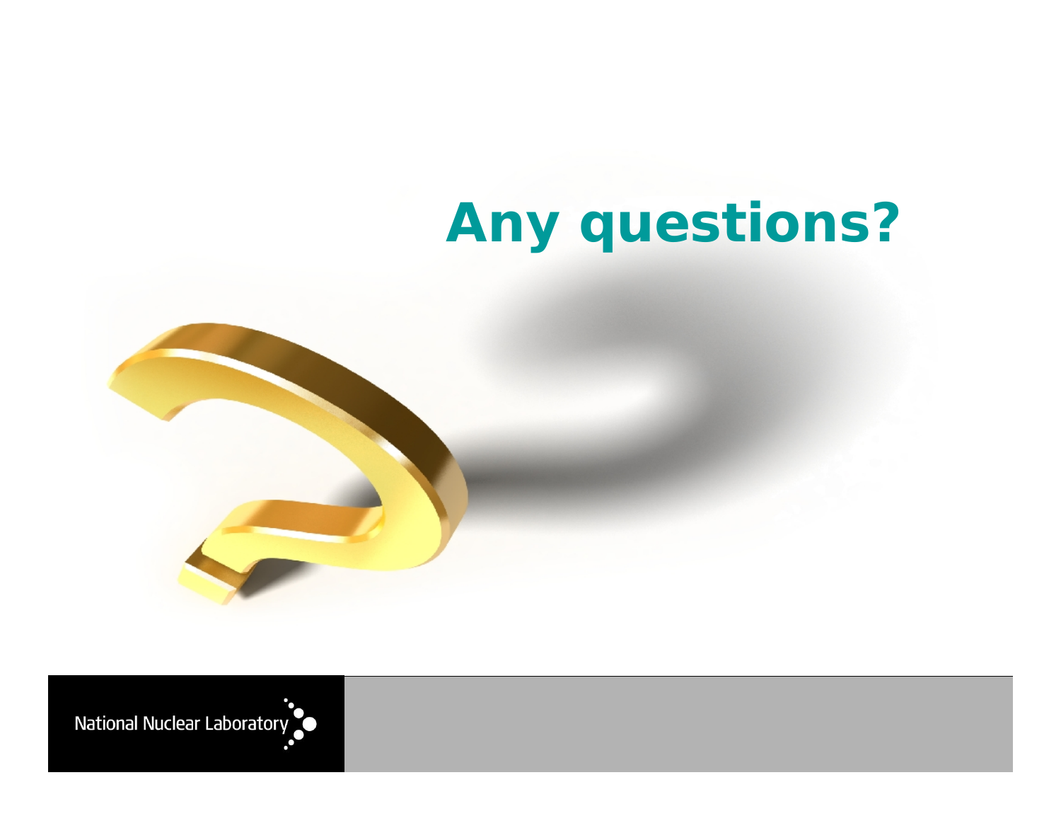# Any questions?